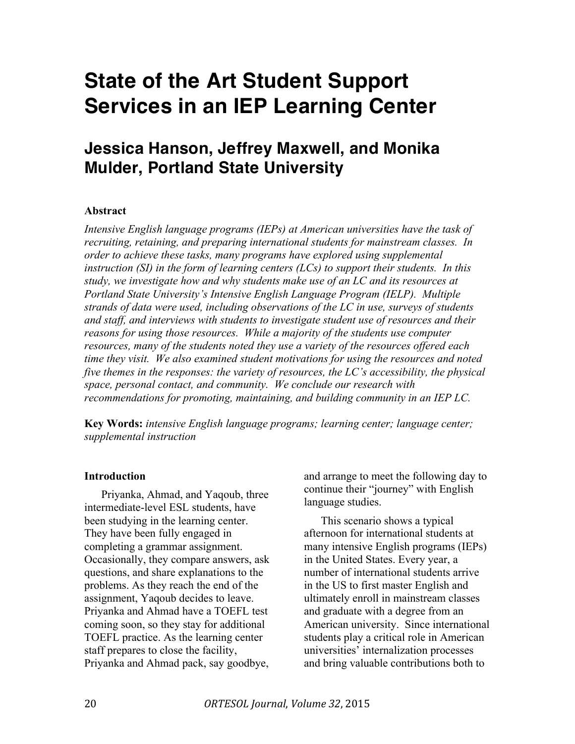# State of the Art Student Support Services in an IEP Learning Center

## Jessica Hanson, Jeffrey Maxwell, and Monika Mulder, Portland State University

**Abstract**

*Intensive English language programs (IEPs) at American universities have the task of recruiting, retaining, and preparing international students for mainstream classes. In order to achieve these tasks, many programs have explored using supplemental instruction (SI) in the form of learning centers (LCs) to support their students. In this study, we investigate how and why students make use of an LC and its resources at Portland State University's Intensive English Language Program (IELP). Multiple strands of data were used, including observations of the LC in use, surveys of students and staff, and interviews with students to investigate student use of resources and their reasons for using those resources. While a majority of the students use computer resources, many of the students noted they use a variety of the resources offered each time they visit. We also examined student motivations for using the resources and noted five themes in the responses: the variety of resources, the LC's accessibility, the physical space, personal contact, and community. We conclude our research with recommendations for promoting, maintaining, and building community in an IEP LC.*

**Key Words:** *intensive English language programs; learning center; language center; supplemental instruction*

**Introduction**

Priyanka, Ahmad, and Yaqoub, three intermediate-level ESL students, have been studying in the learning center. They have been fully engaged in completing a grammar assignment. Occasionally, they compare answers, ask questions, and share explanations to the problems. As they reach the end of the assignment, Yaqoub decides to leave. Priyanka and Ahmad have a TOEFL test coming soon, so they stay for additional TOEFL practice. As the learning center staff prepares to close the facility, Priyanka and Ahmad pack, say goodbye, and arrange to meet the following day to continue their "journey" with English language studies.

This scenario shows a typical afternoon for international students at many intensive English programs (IEPs) in the United States. Every year, a number of international students arrive in the US to first master English and ultimately enroll in mainstream classes and graduate with a degree from an American university. Since international students play a critical role in American universities' internalization processes and bring valuable contributions both to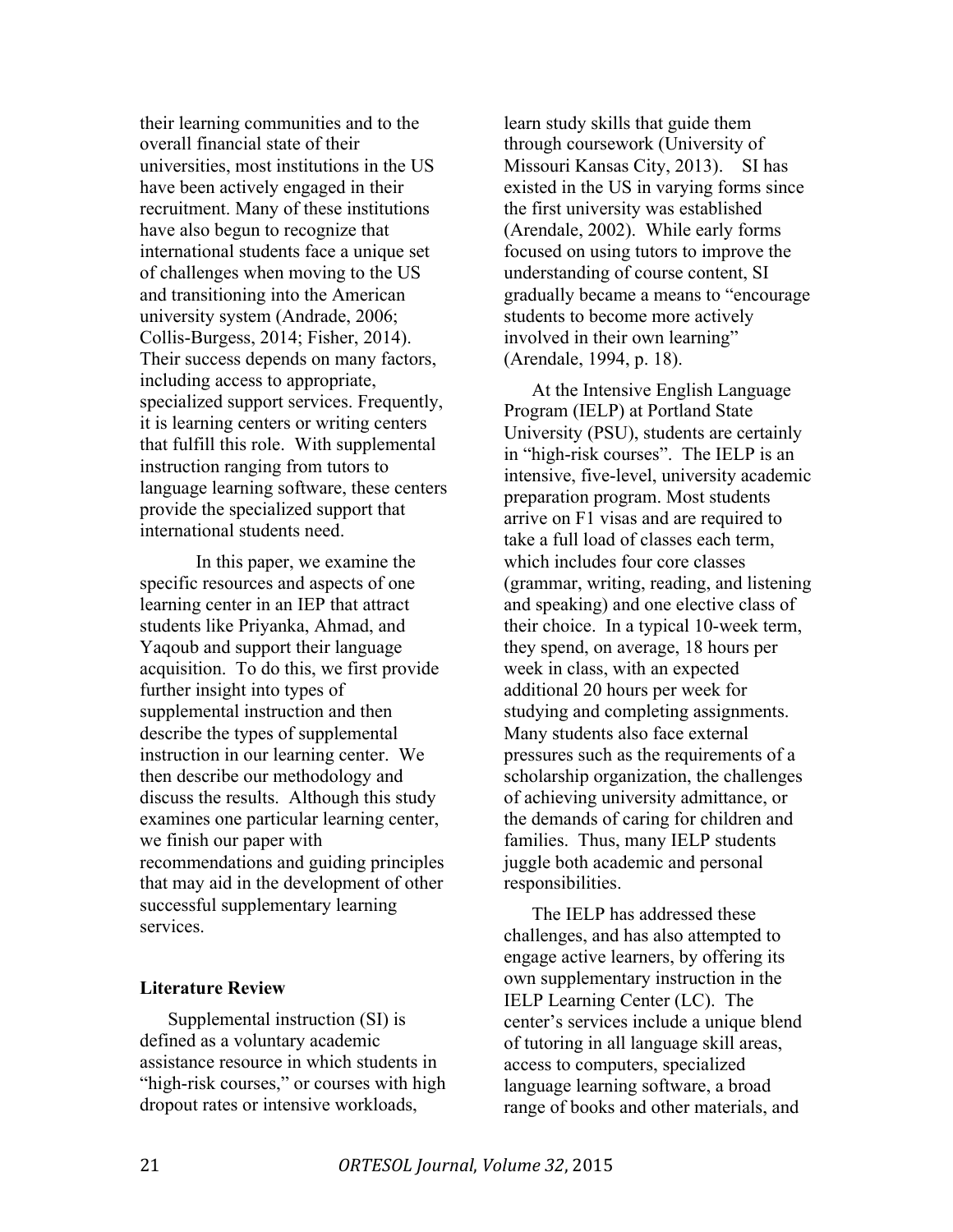their learning communities and to the overall financial state of their universities, most institutions in the US have been actively engaged in their recruitment. Many of these institutions have also begun to recognize that international students face a unique set of challenges when moving to the US and transitioning into the American university system (Andrade, 2006; Collis-Burgess, 2014; Fisher, 2014). Their success depends on many factors, including access to appropriate, specialized support services. Frequently, it is learning centers or writing centers that fulfill this role. With supplemental instruction ranging from tutors to language learning software, these centers provide the specialized support that international students need.

In this paper, we examine the specific resources and aspects of one learning center in an IEP that attract students like Priyanka, Ahmad, and Yaqoub and support their language acquisition. To do this, we first provide further insight into types of supplemental instruction and then describe the types of supplemental instruction in our learning center. We then describe our methodology and discuss the results. Although this study examines one particular learning center, we finish our paper with recommendations and guiding principles that may aid in the development of other successful supplementary learning services.

**Literature Review**

Supplemental instruction (SI) is defined as a voluntary academic assistance resource in which students in "high-risk courses," or courses with high dropout rates or intensive workloads, learn study skills that guide them through coursework (University of Missouri Kansas City, 2013). SI has existed in the US in varying forms since the first university was established (Arendale, 2002). While early forms focused on using tutors to improve the understanding of course content, SI gradually became a means to "encourage students to become more actively involved in their own learning" (Arendale, 1994, p. 18).

At the Intensive English Language Program (IELP) at Portland State University (PSU), students are certainly in "high-risk courses". The IELP is an intensive, five-level, university academic preparation program. Most students arrive on F1 visas and are required to take a full load of classes each term, which includes four core classes (grammar, writing, reading, and listening and speaking) and one elective class of their choice. In a typical 10-week term, they spend, on average, 18 hours per week in class, with an expected additional 20 hours per week for studying and completing assignments. Many students also face external pressures such as the requirements of a scholarship organization, the challenges of achieving university admittance, or the demands of caring for children and families. Thus, many IELP students juggle both academic and personal responsibilities.

The IELP has addressed these challenges, and has also attempted to engage active learners, by offering its own supplementary instruction in the IELP Learning Center (LC). The center's services include a unique blend of tutoring in all language skill areas, access to computers, specialized language learning software, a broad range of books and other materials, and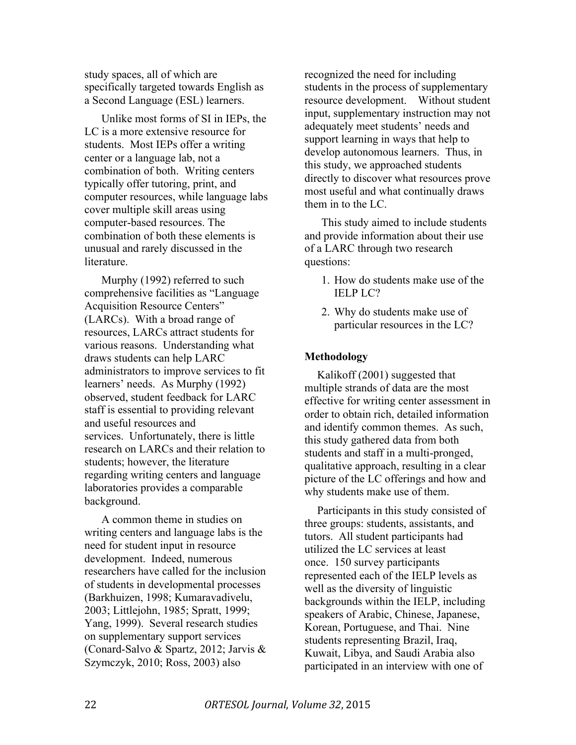study spaces, all of which are specifically targeted towards English as a Second Language (ESL) learners.

Unlike most forms of SI in IEPs, the LC is a more extensive resource for students. Most IEPs offer a writing center or a language lab, not a combination of both. Writing centers typically offer tutoring, print, and computer resources, while language labs cover multiple skill areas using computer-based resources. The combination of both these elements is unusual and rarely discussed in the literature.

Murphy (1992) referred to such comprehensive facilities as "Language Acquisition Resource Centers" (LARCs). With a broad range of resources, LARCs attract students for various reasons. Understanding what draws students can help LARC administrators to improve services to fit learners' needs. As Murphy (1992) observed, student feedback for LARC staff is essential to providing relevant and useful resources and services. Unfortunately, there is little research on LARCs and their relation to students; however, the literature regarding writing centers and language laboratories provides a comparable background.

A common theme in studies on writing centers and language labs is the need for student input in resource development. Indeed, numerous researchers have called for the inclusion of students in developmental processes (Barkhuizen, 1998; Kumaravadivelu, 2003; Littlejohn, 1985; Spratt, 1999; Yang, 1999). Several research studies on supplementary support services (Conard-Salvo & Spartz, 2012; Jarvis & Szymczyk, 2010; Ross, 2003) also recognized the need for including students in the process of supplementary resource development. Without student input, supplementary instruction may not adequately meet students' needs and support learning in ways that help to develop autonomous learners. Thus, in this study, we approached students directly to discover what resources prove most useful and what continually draws them in to the LC.

This study aimed to include students and provide information about their use of a LARC through two research questions:

1. How do students make use of the IELP LC?
2. Why do students make use of particular resources in the LC?

**Methodology**

Kalikoff (2001) suggested that multiple strands of data are the most effective for writing center assessment in order to obtain rich, detailed information and identify common themes. As such, this study gathered data from both students and staff in a multi-pronged, qualitative approach, resulting in a clear picture of the LC offerings and how and why students make use of them.

Participants in this study consisted of three groups: students, assistants, and tutors. All student participants had utilized the LC services at least once. 150 survey participants represented each of the IELP levels as well as the diversity of linguistic backgrounds within the IELP, including speakers of Arabic, Chinese, Japanese, Korean, Portuguese, and Thai. Nine students representing Brazil, Iraq, Kuwait, Libya, and Saudi Arabia also participated in an interview with one of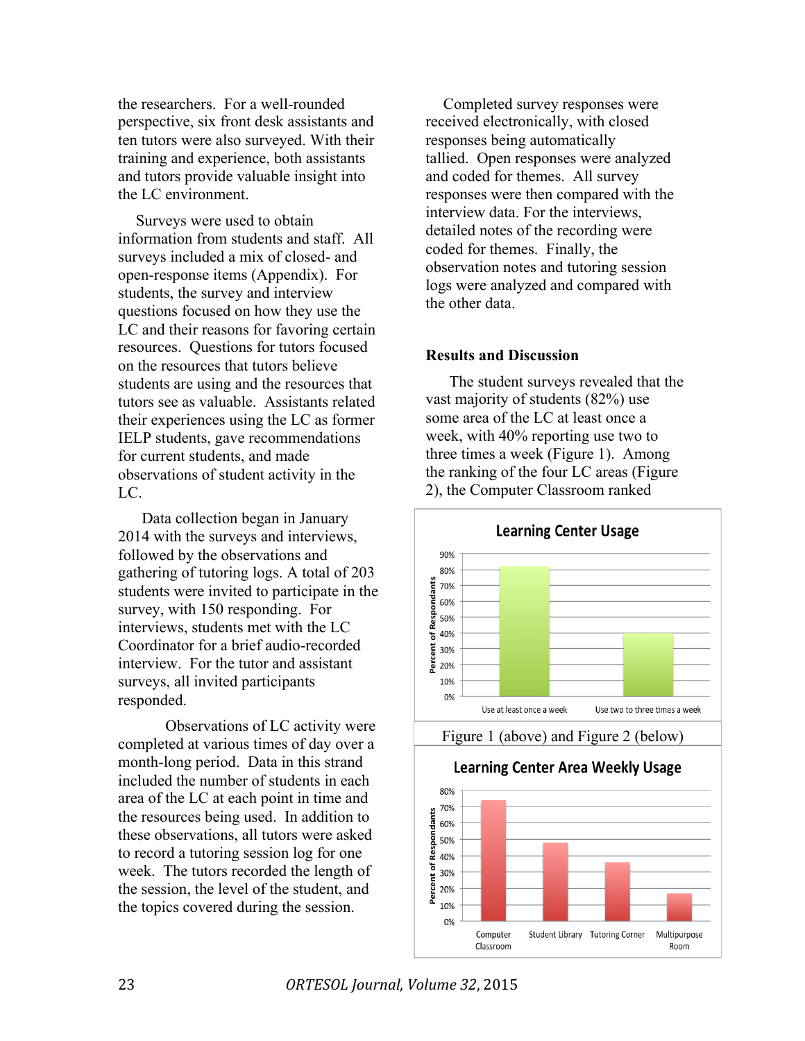the researchers. For a well-rounded perspective, six front desk assistants and ten tutors were also surveyed. With their training and experience, both assistants and tutors provide valuable insight into the LC environment.

Surveys were used to obtain information from students and staff. All surveys included a mix of closed- and open-response items (Appendix). For students, the survey and interview questions focused on how they use the LC and their reasons for favoring certain resources. Questions for tutors focused on the resources that tutors believe students are using and the resources that tutors see as valuable. Assistants related their experiences using the LC as former IELP students, gave recommendations for current students, and made observations of student activity in the LC.

Data collection began in January 2014 with the surveys and interviews, followed by the observations and gathering of tutoring logs. A total of 203 students were invited to participate in the survey, with 150 responding. For interviews, students met with the LC Coordinator for a brief audio-recorded interview. For the tutor and assistant surveys, all invited participants responded.

Observations of LC activity were completed at various times of day over a month-long period. Data in this strand included the number of students in each area of the LC at each point in time and the resources being used. In addition to these observations, all tutors were asked to record a tutoring session log for one week. The tutors recorded the length of the session, the level of the student, and the topics covered during the session.

Completed survey responses were received electronically, with closed responses being automatically tallied. Open responses were analyzed and coded for themes. All survey responses were then compared with the interview data. For the interviews, detailed notes of the recording were coded for themes. Finally, the observation notes and tutoring session logs were analyzed and compared with the other data.

## Results and Discussion

The student surveys revealed that the vast majority of students (82%) use some area of the LC at least once a week, with 40% reporting use two to three times a week (Figure 1). Among the ranking of the four LC areas (Figure 2), the Computer Classroom ranked

**Learning Center Usage**

| | Percent of Respondants |
|---|---|
| Use at least once a week | 82% |
| Use two to three times a week | 40% |

Figure 1 (above) and Figure 2 (below)

**Learning Center Area Weekly Usage**

| | Percent of Respondants |
|---|---|
| Computer Classroom | ~74% |
| Student Library | ~48% |
| Tutoring Corner | ~36% |
| Multipurpose Room | ~17% |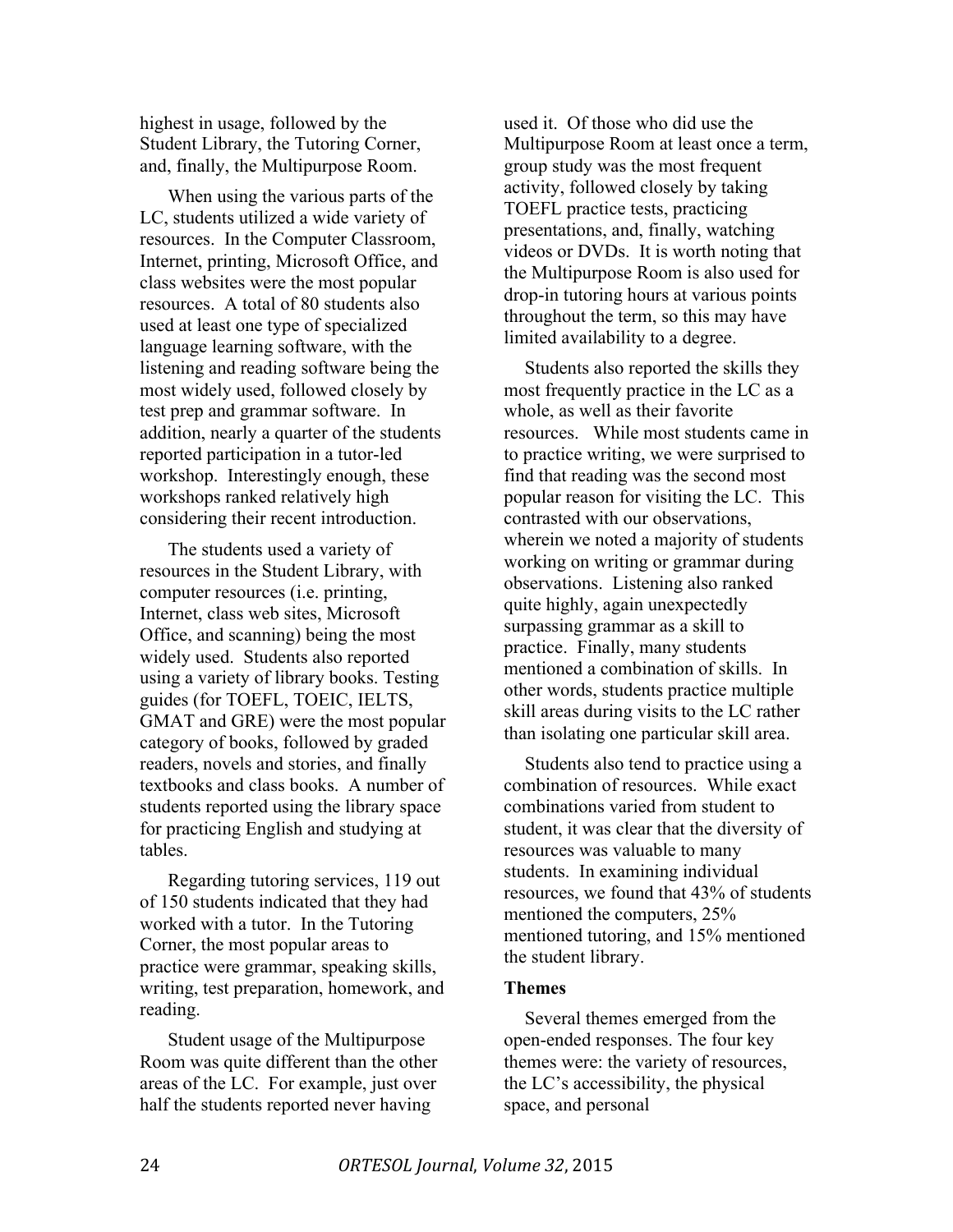highest in usage, followed by the Student Library, the Tutoring Corner, and, finally, the Multipurpose Room.

When using the various parts of the LC, students utilized a wide variety of resources. In the Computer Classroom, Internet, printing, Microsoft Office, and class websites were the most popular resources. A total of 80 students also used at least one type of specialized language learning software, with the listening and reading software being the most widely used, followed closely by test prep and grammar software. In addition, nearly a quarter of the students reported participation in a tutor-led workshop. Interestingly enough, these workshops ranked relatively high considering their recent introduction.

The students used a variety of resources in the Student Library, with computer resources (i.e. printing, Internet, class web sites, Microsoft Office, and scanning) being the most widely used. Students also reported using a variety of library books. Testing guides (for TOEFL, TOEIC, IELTS, GMAT and GRE) were the most popular category of books, followed by graded readers, novels and stories, and finally textbooks and class books. A number of students reported using the library space for practicing English and studying at tables.

Regarding tutoring services, 119 out of 150 students indicated that they had worked with a tutor. In the Tutoring Corner, the most popular areas to practice were grammar, speaking skills, writing, test preparation, homework, and reading.

Student usage of the Multipurpose Room was quite different than the other areas of the LC. For example, just over half the students reported never having used it. Of those who did use the Multipurpose Room at least once a term, group study was the most frequent activity, followed closely by taking TOEFL practice tests, practicing presentations, and, finally, watching videos or DVDs. It is worth noting that the Multipurpose Room is also used for drop-in tutoring hours at various points throughout the term, so this may have limited availability to a degree.

Students also reported the skills they most frequently practice in the LC as a whole, as well as their favorite resources. While most students came in to practice writing, we were surprised to find that reading was the second most popular reason for visiting the LC. This contrasted with our observations, wherein we noted a majority of students working on writing or grammar during observations. Listening also ranked quite highly, again unexpectedly surpassing grammar as a skill to practice. Finally, many students mentioned a combination of skills. In other words, students practice multiple skill areas during visits to the LC rather than isolating one particular skill area.

Students also tend to practice using a combination of resources. While exact combinations varied from student to student, it was clear that the diversity of resources was valuable to many students. In examining individual resources, we found that 43% of students mentioned the computers, 25% mentioned tutoring, and 15% mentioned the student library.

**Themes**

Several themes emerged from the open-ended responses. The four key themes were: the variety of resources, the LC's accessibility, the physical space, and personal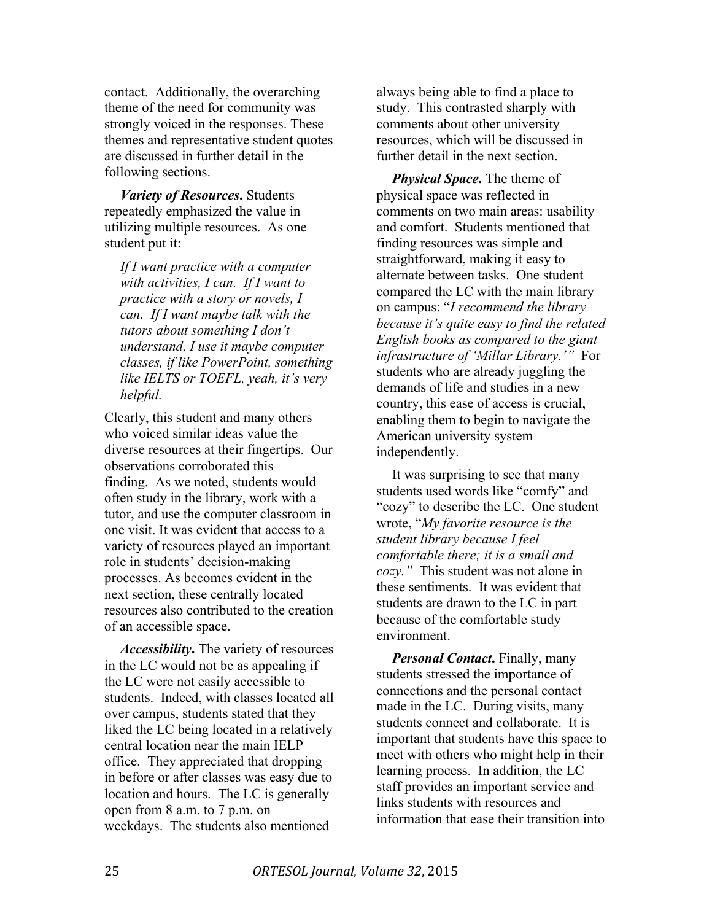contact. Additionally, the overarching theme of the need for community was strongly voiced in the responses. These themes and representative student quotes are discussed in further detail in the following sections.

***Variety of Resources***. Students repeatedly emphasized the value in utilizing multiple resources. As one student put it:

> *If I want practice with a computer with activities, I can. If I want to practice with a story or novels, I can. If I want maybe talk with the tutors about something I don't understand, I use it maybe computer classes, if like PowerPoint, something like IELTS or TOEFL, yeah, it's very helpful.*

Clearly, this student and many others who voiced similar ideas value the diverse resources at their fingertips. Our observations corroborated this finding. As we noted, students would often study in the library, work with a tutor, and use the computer classroom in one visit. It was evident that access to a variety of resources played an important role in students' decision-making processes. As becomes evident in the next section, these centrally located resources also contributed to the creation of an accessible space.

***Accessibility***. The variety of resources in the LC would not be as appealing if the LC were not easily accessible to students. Indeed, with classes located all over campus, students stated that they liked the LC being located in a relatively central location near the main IELP office. They appreciated that dropping in before or after classes was easy due to location and hours. The LC is generally open from 8 a.m. to 7 p.m. on weekdays. The students also mentioned always being able to find a place to study. This contrasted sharply with comments about other university resources, which will be discussed in further detail in the next section.

***Physical Space***. The theme of physical space was reflected in comments on two main areas: usability and comfort. Students mentioned that finding resources was simple and straightforward, making it easy to alternate between tasks. One student compared the LC with the main library on campus: "*I recommend the library because it's quite easy to find the related English books as compared to the giant infrastructure of 'Millar Library.'*" For students who are already juggling the demands of life and studies in a new country, this ease of access is crucial, enabling them to begin to navigate the American university system independently.

It was surprising to see that many students used words like "comfy" and "cozy" to describe the LC. One student wrote, "*My favorite resource is the student library because I feel comfortable there; it is a small and cozy.*" This student was not alone in these sentiments. It was evident that students are drawn to the LC in part because of the comfortable study environment.

***Personal Contact***. Finally, many students stressed the importance of connections and the personal contact made in the LC. During visits, many students connect and collaborate. It is important that students have this space to meet with others who might help in their learning process. In addition, the LC staff provides an important service and links students with resources and information that ease their transition into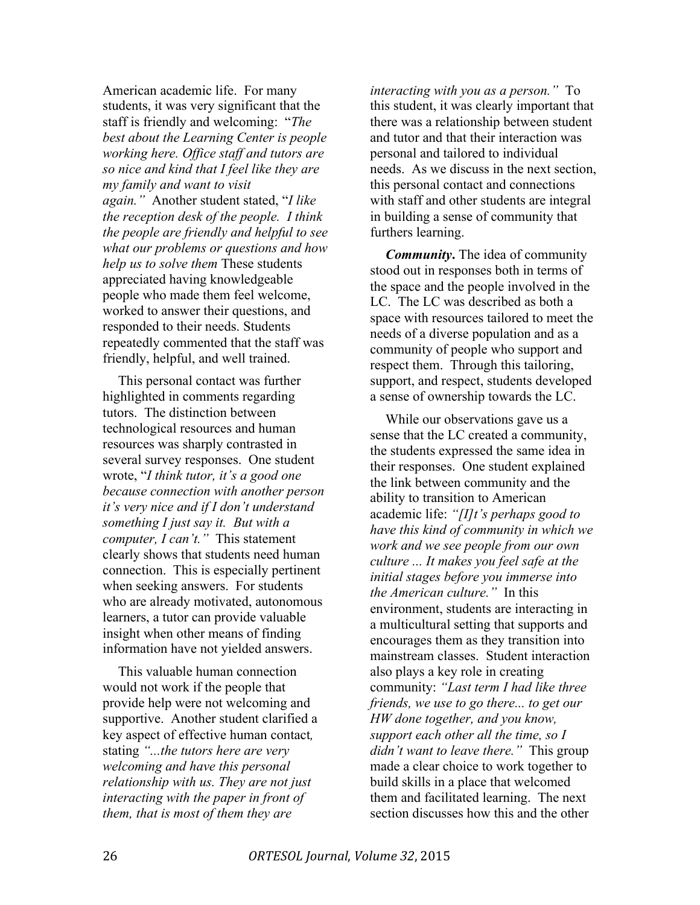American academic life. For many students, it was very significant that the staff is friendly and welcoming: "*The best about the Learning Center is people working here. Office staff and tutors are so nice and kind that I feel like they are my family and want to visit again."* Another student stated, "*I like the reception desk of the people. I think the people are friendly and helpful to see what our problems or questions and how help us to solve them* These students appreciated having knowledgeable people who made them feel welcome, worked to answer their questions, and responded to their needs. Students repeatedly commented that the staff was friendly, helpful, and well trained.

This personal contact was further highlighted in comments regarding tutors. The distinction between technological resources and human resources was sharply contrasted in several survey responses. One student wrote, "*I think tutor, it's a good one because connection with another person it's very nice and if I don't understand something I just say it. But with a computer, I can't."* This statement clearly shows that students need human connection. This is especially pertinent when seeking answers. For students who are already motivated, autonomous learners, a tutor can provide valuable insight when other means of finding information have not yielded answers.

This valuable human connection would not work if the people that provide help were not welcoming and supportive. Another student clarified a key aspect of effective human contact, stating *"...the tutors here are very welcoming and have this personal relationship with us. They are not just interacting with the paper in front of them, that is most of them they are interacting with you as a person."* To this student, it was clearly important that there was a relationship between student and tutor and that their interaction was personal and tailored to individual needs. As we discuss in the next section, this personal contact and connections with staff and other students are integral in building a sense of community that furthers learning.

***Community***. The idea of community stood out in responses both in terms of the space and the people involved in the LC. The LC was described as both a space with resources tailored to meet the needs of a diverse population and as a community of people who support and respect them. Through this tailoring, support, and respect, students developed a sense of ownership towards the LC.

While our observations gave us a sense that the LC created a community, the students expressed the same idea in their responses. One student explained the link between community and the ability to transition to American academic life: *"[I]t's perhaps good to have this kind of community in which we work and we see people from our own culture ... It makes you feel safe at the initial stages before you immerse into the American culture."* In this environment, students are interacting in a multicultural setting that supports and encourages them as they transition into mainstream classes. Student interaction also plays a key role in creating community: *"Last term I had like three friends, we use to go there... to get our HW done together, and you know, support each other all the time, so I didn't want to leave there."* This group made a clear choice to work together to build skills in a place that welcomed them and facilitated learning. The next section discusses how this and the other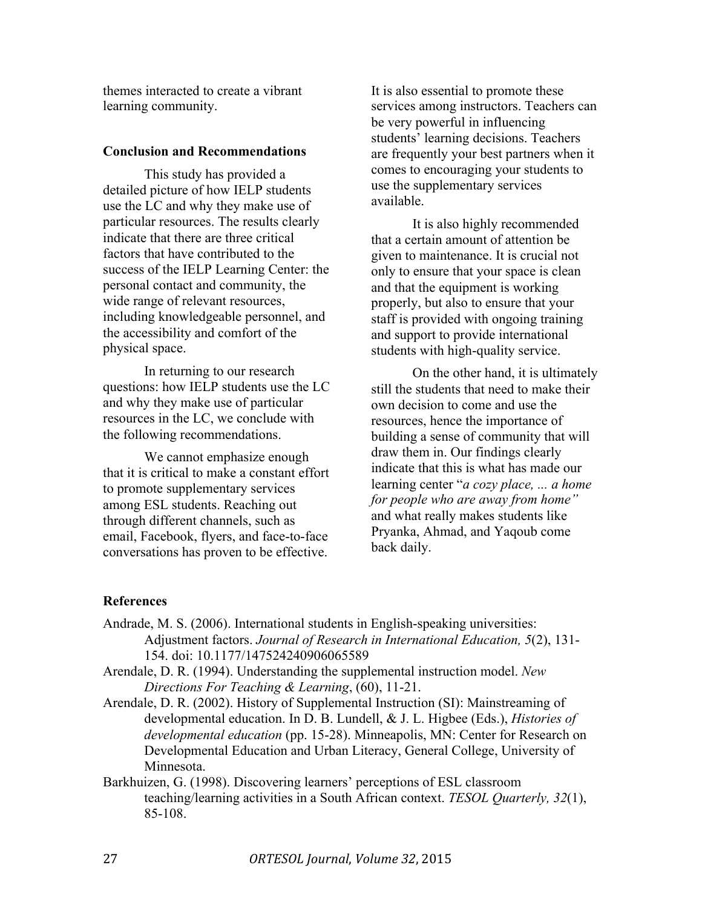themes interacted to create a vibrant learning community.

### Conclusion and Recommendations

This study has provided a detailed picture of how IELP students use the LC and why they make use of particular resources. The results clearly indicate that there are three critical factors that have contributed to the success of the IELP Learning Center: the personal contact and community, the wide range of relevant resources, including knowledgeable personnel, and the accessibility and comfort of the physical space.

In returning to our research questions: how IELP students use the LC and why they make use of particular resources in the LC, we conclude with the following recommendations.

We cannot emphasize enough that it is critical to make a constant effort to promote supplementary services among ESL students. Reaching out through different channels, such as email, Facebook, flyers, and face-to-face conversations has proven to be effective. It is also essential to promote these services among instructors. Teachers can be very powerful in influencing students' learning decisions. Teachers are frequently your best partners when it comes to encouraging your students to use the supplementary services available.

It is also highly recommended that a certain amount of attention be given to maintenance. It is crucial not only to ensure that your space is clean and that the equipment is working properly, but also to ensure that your staff is provided with ongoing training and support to provide international students with high-quality service.

On the other hand, it is ultimately still the students that need to make their own decision to come and use the resources, hence the importance of building a sense of community that will draw them in. Our findings clearly indicate that this is what has made our learning center "*a cozy place, ... a home for people who are away from home"* and what really makes students like Pryanka, Ahmad, and Yaqoub come back daily.

### References

Andrade, M. S. (2006). International students in English-speaking universities: Adjustment factors. *Journal of Research in International Education, 5*(2), 131-154. doi: 10.1177/147524240906065589

Arendale, D. R. (1994). Understanding the supplemental instruction model. *New Directions For Teaching & Learning*, (60), 11-21.

Arendale, D. R. (2002). History of Supplemental Instruction (SI): Mainstreaming of developmental education. In D. B. Lundell, & J. L. Higbee (Eds.), *Histories of developmental education* (pp. 15-28). Minneapolis, MN: Center for Research on Developmental Education and Urban Literacy, General College, University of Minnesota.

Barkhuizen, G. (1998). Discovering learners' perceptions of ESL classroom teaching/learning activities in a South African context. *TESOL Quarterly, 32*(1), 85-108.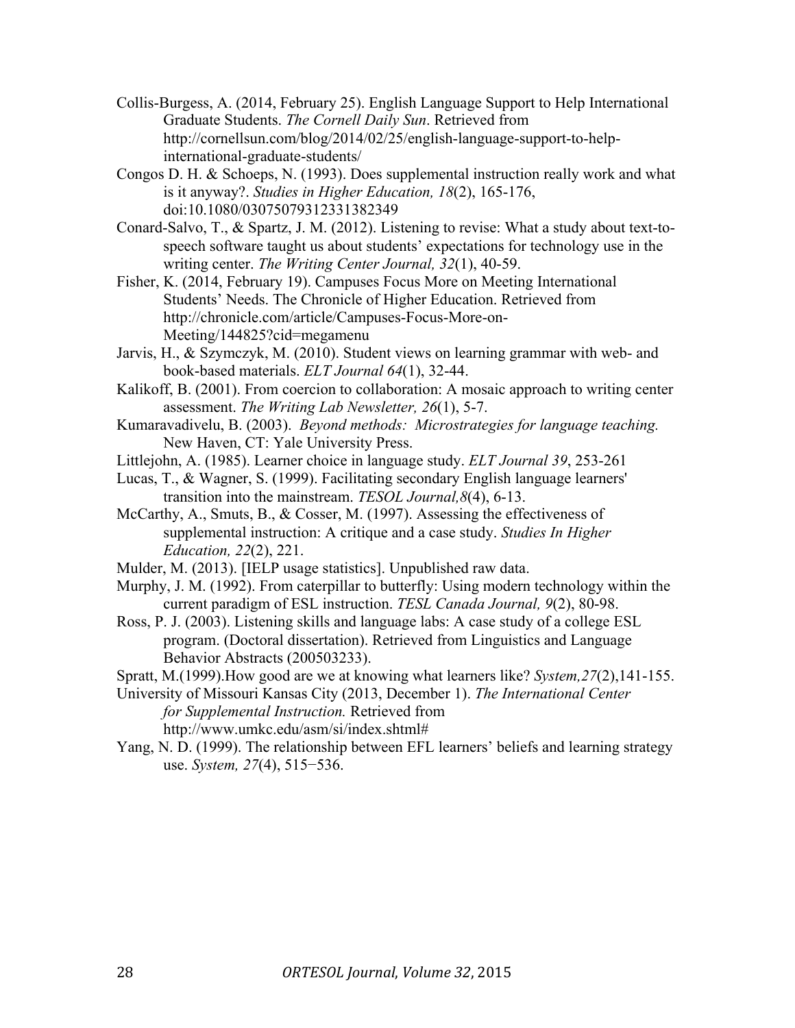Collis-Burgess, A. (2014, February 25). English Language Support to Help International Graduate Students. *The Cornell Daily Sun*. Retrieved from http://cornellsun.com/blog/2014/02/25/english-language-support-to-help-international-graduate-students/

Congos D. H. & Schoeps, N. (1993). Does supplemental instruction really work and what is it anyway?. *Studies in Higher Education, 18*(2), 165-176, doi:10.1080/03075079312331382349

Conard-Salvo, T., & Spartz, J. M. (2012). Listening to revise: What a study about text-to-speech software taught us about students' expectations for technology use in the writing center. *The Writing Center Journal, 32*(1), 40-59.

Fisher, K. (2014, February 19). Campuses Focus More on Meeting International Students' Needs. The Chronicle of Higher Education. Retrieved from http://chronicle.com/article/Campuses-Focus-More-on-Meeting/144825?cid=megamenu

Jarvis, H., & Szymczyk, M. (2010). Student views on learning grammar with web- and book-based materials. *ELT Journal 64*(1), 32-44.

Kalikoff, B. (2001). From coercion to collaboration: A mosaic approach to writing center assessment. *The Writing Lab Newsletter, 26*(1), 5-7.

Kumaravadivelu, B. (2003). *Beyond methods: Microstrategies for language teaching.* New Haven, CT: Yale University Press.

Littlejohn, A. (1985). Learner choice in language study. *ELT Journal 39*, 253-261

Lucas, T., & Wagner, S. (1999). Facilitating secondary English language learners' transition into the mainstream. *TESOL Journal,8*(4), 6-13.

McCarthy, A., Smuts, B., & Cosser, M. (1997). Assessing the effectiveness of supplemental instruction: A critique and a case study. *Studies In Higher Education, 22*(2), 221.

Mulder, M. (2013). [IELP usage statistics]. Unpublished raw data.

Murphy, J. M. (1992). From caterpillar to butterfly: Using modern technology within the current paradigm of ESL instruction. *TESL Canada Journal, 9*(2), 80-98.

Ross, P. J. (2003). Listening skills and language labs: A case study of a college ESL program. (Doctoral dissertation). Retrieved from Linguistics and Language Behavior Abstracts (200503233).

Spratt, M.(1999).How good are we at knowing what learners like? *System,27*(2),141-155.

University of Missouri Kansas City (2013, December 1). *The International Center for Supplemental Instruction.* Retrieved from http://www.umkc.edu/asm/si/index.shtml#

Yang, N. D. (1999). The relationship between EFL learners' beliefs and learning strategy use. *System, 27*(4), 515−536.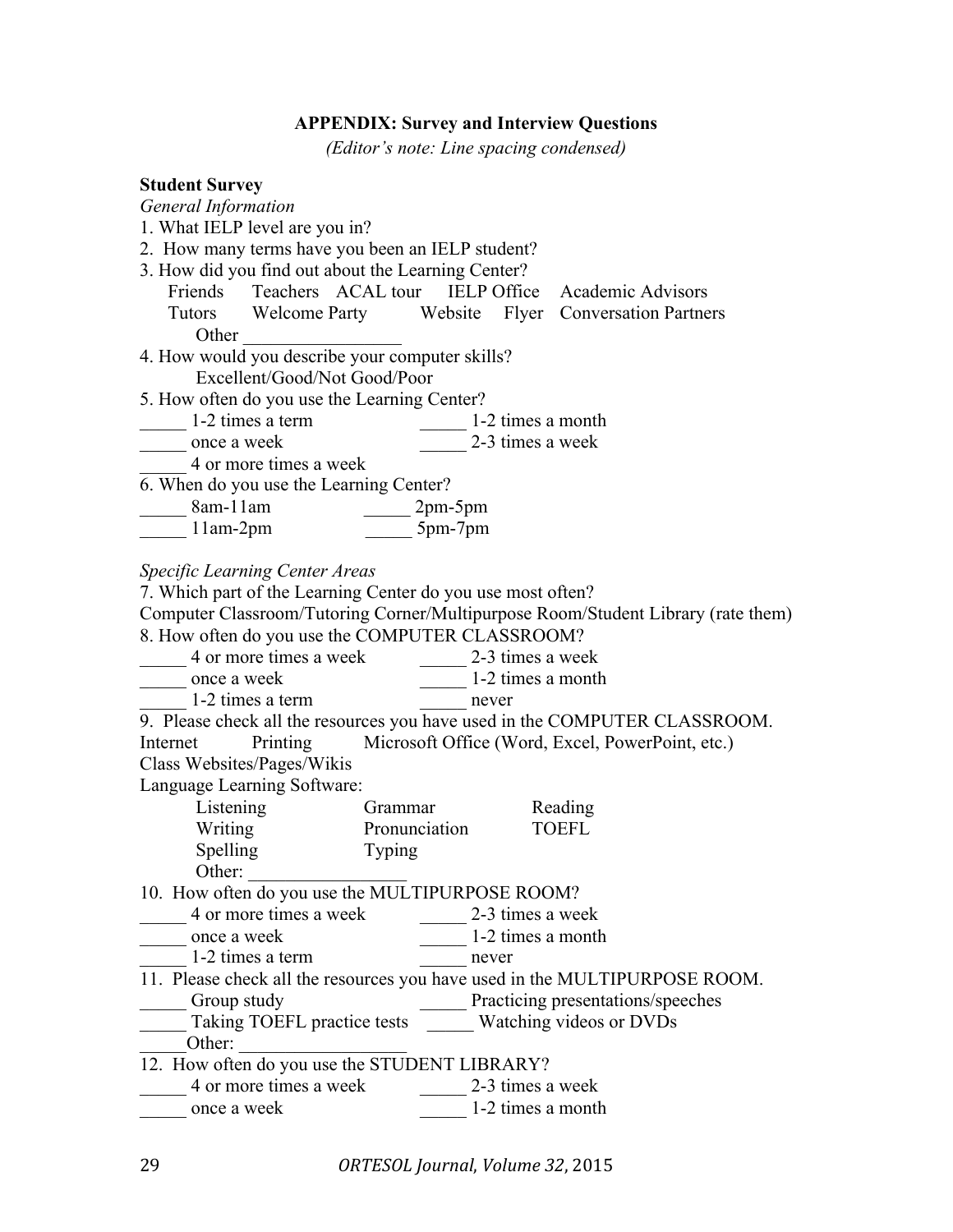## APPENDIX: Survey and Interview Questions

*(Editor's note: Line spacing condensed)*

**Student Survey**

*General Information*

1. What IELP level are you in?
2. How many terms have you been an IELP student?
3. How did you find out about the Learning Center?

   Friends  Teachers  ACAL tour  IELP Office  Academic Advisors
   Tutors  Welcome Party  Website  Flyer  Conversation Partners
   Other _________________

4. How would you describe your computer skills?

   Excellent/Good/Not Good/Poor

5. How often do you use the Learning Center?

   _____ 1-2 times a term  _____ 1-2 times a month
   _____ once a week  _____ 2-3 times a week
   _____ 4 or more times a week

6. When do you use the Learning Center?

   _____ 8am-11am  _____ 2pm-5pm
   _____ 11am-2pm  _____ 5pm-7pm

*Specific Learning Center Areas*

7. Which part of the Learning Center do you use most often?

   Computer Classroom/Tutoring Corner/Multipurpose Room/Student Library (rate them)

8. How often do you use the COMPUTER CLASSROOM?

   _____ 4 or more times a week  _____ 2-3 times a week
   _____ once a week  _____ 1-2 times a month
   _____ 1-2 times a term  _____ never

9. Please check all the resources you have used in the COMPUTER CLASSROOM.

   Internet  Printing  Microsoft Office (Word, Excel, PowerPoint, etc.)
   Class Websites/Pages/Wikis
   Language Learning Software:
   Listening  Grammar  Reading
   Writing  Pronunciation  TOEFL
   Spelling  Typing
   Other: _________________

10. How often do you use the MULTIPURPOSE ROOM?

    _____ 4 or more times a week  _____ 2-3 times a week
    _____ once a week  _____ 1-2 times a month
    _____ 1-2 times a term  _____ never

11. Please check all the resources you have used in the MULTIPURPOSE ROOM.

    _____ Group study  _____ Practicing presentations/speeches
    _____ Taking TOEFL practice tests  _____ Watching videos or DVDs
    _____Other: _________________

12. How often do you use the STUDENT LIBRARY?

    _____ 4 or more times a week  _____ 2-3 times a week
    _____ once a week  _____ 1-2 times a month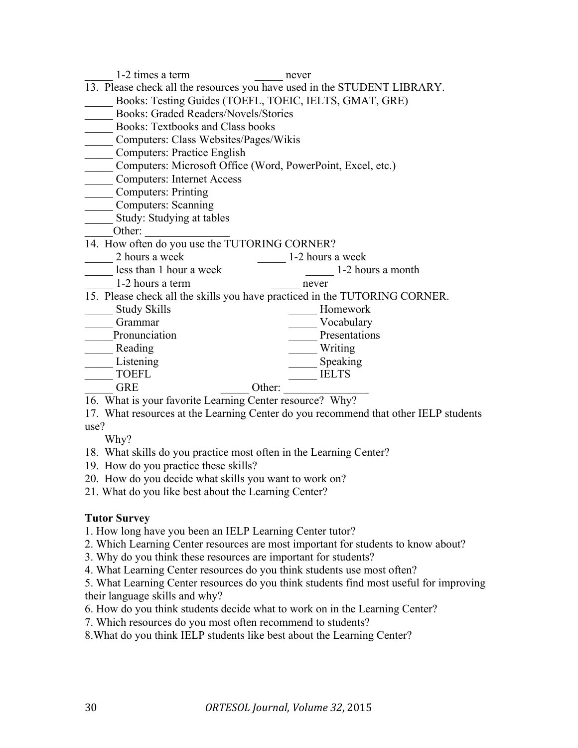_____ 1-2 times a term _____ never

13. Please check all the resources you have used in the STUDENT LIBRARY.

_____ Books: Testing Guides (TOEFL, TOEIC, IELTS, GMAT, GRE)
_____ Books: Graded Readers/Novels/Stories
_____ Books: Textbooks and Class books
_____ Computers: Class Websites/Pages/Wikis
_____ Computers: Practice English
_____ Computers: Microsoft Office (Word, PowerPoint, Excel, etc.)
_____ Computers: Internet Access
_____ Computers: Printing
_____ Computers: Scanning
_____ Study: Studying at tables
_____Other: _______________

14. How often do you use the TUTORING CORNER?

_____ 2 hours a week _____ 1-2 hours a week
_____ less than 1 hour a week _____ 1-2 hours a month
_____ 1-2 hours a term _____ never

15. Please check all the skills you have practiced in the TUTORING CORNER.

_____ Study Skills _____ Homework
_____ Grammar _____ Vocabulary
_____Pronunciation _____ Presentations
_____ Reading _____ Writing
_____ Listening _____ Speaking
_____ TOEFL _____ IELTS
_____ GRE _____ Other: _______________

16. What is your favorite Learning Center resource? Why?
17. What resources at the Learning Center do you recommend that other IELP students use?
    Why?
18. What skills do you practice most often in the Learning Center?
19. How do you practice these skills?
20. How do you decide what skills you want to work on?
21. What do you like best about the Learning Center?

**Tutor Survey**

1. How long have you been an IELP Learning Center tutor?
2. Which Learning Center resources are most important for students to know about?
3. Why do you think these resources are important for students?
4. What Learning Center resources do you think students use most often?
5. What Learning Center resources do you think students find most useful for improving their language skills and why?
6. How do you think students decide what to work on in the Learning Center?
7. Which resources do you most often recommend to students?
8. What do you think IELP students like best about the Learning Center?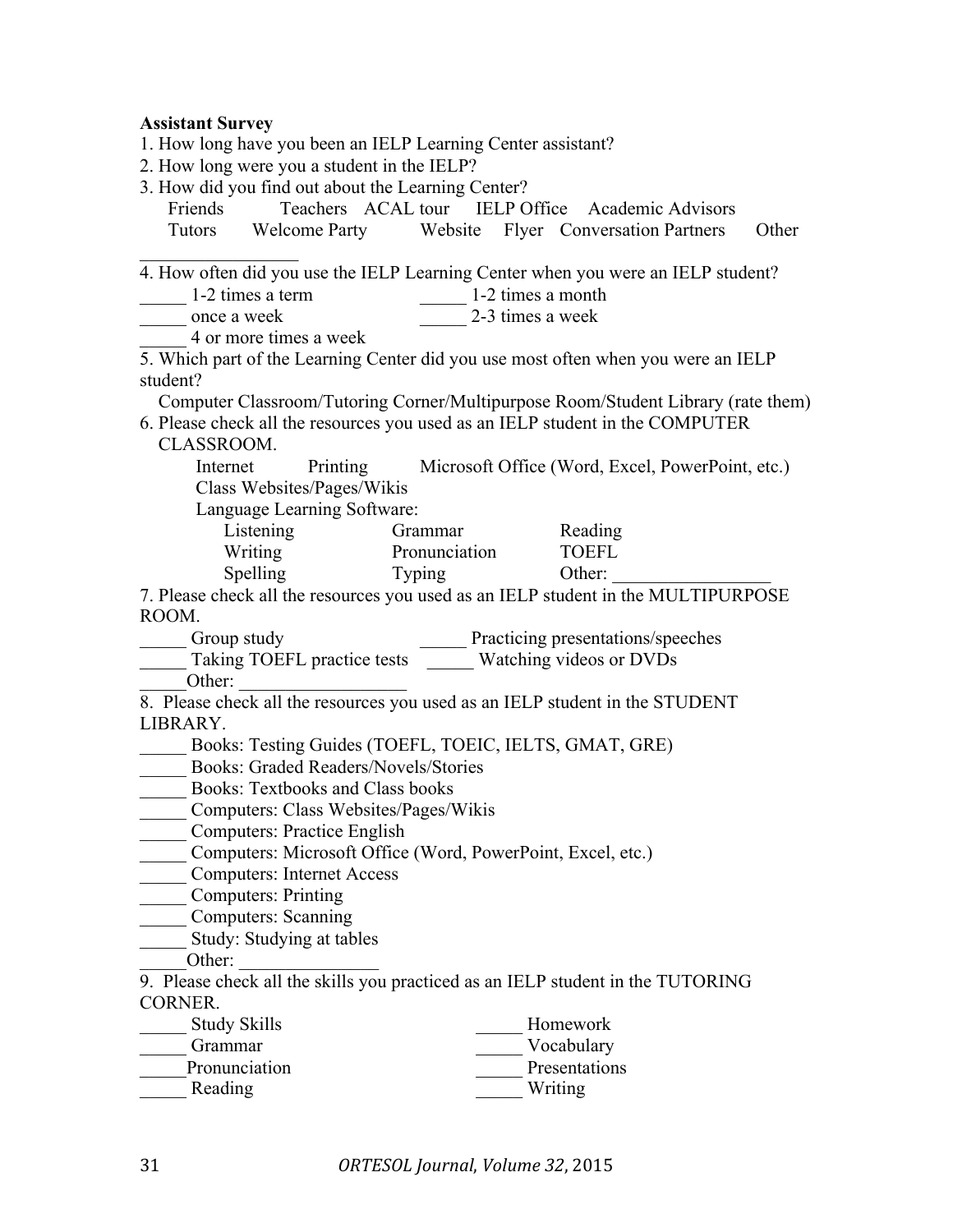**Assistant Survey**

1. How long have you been an IELP Learning Center assistant?
2. How long were you a student in the IELP?
3. How did you find out about the Learning Center?

   Friends Teachers ACAL tour IELP Office Academic Advisors
   Tutors Welcome Party Website Flyer Conversation Partners Other \_\_\_\_\_\_\_\_\_\_\_\_\_\_\_\_\_

4. How often did you use the IELP Learning Center when you were an IELP student?

   \_\_\_\_\_ 1-2 times a term \_\_\_\_\_ 1-2 times a month
   \_\_\_\_\_ once a week \_\_\_\_\_ 2-3 times a week
   \_\_\_\_\_ 4 or more times a week

5. Which part of the Learning Center did you use most often when you were an IELP student?

   Computer Classroom/Tutoring Corner/Multipurpose Room/Student Library (rate them)

6. Please check all the resources you used as an IELP student in the COMPUTER CLASSROOM.

   Internet Printing Microsoft Office (Word, Excel, PowerPoint, etc.)
   Class Websites/Pages/Wikis
   Language Learning Software:
   Listening Grammar Reading
   Writing Pronunciation TOEFL
   Spelling Typing Other: \_\_\_\_\_\_\_\_\_\_\_\_\_\_\_\_\_

7. Please check all the resources you used as an IELP student in the MULTIPURPOSE ROOM.

   \_\_\_\_\_ Group study \_\_\_\_\_ Practicing presentations/speeches
   \_\_\_\_\_ Taking TOEFL practice tests \_\_\_\_\_ Watching videos or DVDs
   \_\_\_\_\_Other: \_\_\_\_\_\_\_\_\_\_\_\_\_\_\_\_\_\_

8. Please check all the resources you used as an IELP student in the STUDENT LIBRARY.

   \_\_\_\_\_ Books: Testing Guides (TOEFL, TOEIC, IELTS, GMAT, GRE)
   \_\_\_\_\_ Books: Graded Readers/Novels/Stories
   \_\_\_\_\_ Books: Textbooks and Class books
   \_\_\_\_\_ Computers: Class Websites/Pages/Wikis
   \_\_\_\_\_ Computers: Practice English
   \_\_\_\_\_ Computers: Microsoft Office (Word, PowerPoint, Excel, etc.)
   \_\_\_\_\_ Computers: Internet Access
   \_\_\_\_\_ Computers: Printing
   \_\_\_\_\_ Computers: Scanning
   \_\_\_\_\_ Study: Studying at tables
   \_\_\_\_\_Other: \_\_\_\_\_\_\_\_\_\_\_\_\_\_\_

9. Please check all the skills you practiced as an IELP student in the TUTORING CORNER.

   \_\_\_\_\_ Study Skills \_\_\_\_\_ Homework
   \_\_\_\_\_ Grammar \_\_\_\_\_ Vocabulary
   \_\_\_\_\_Pronunciation \_\_\_\_\_ Presentations
   \_\_\_\_\_ Reading \_\_\_\_\_ Writing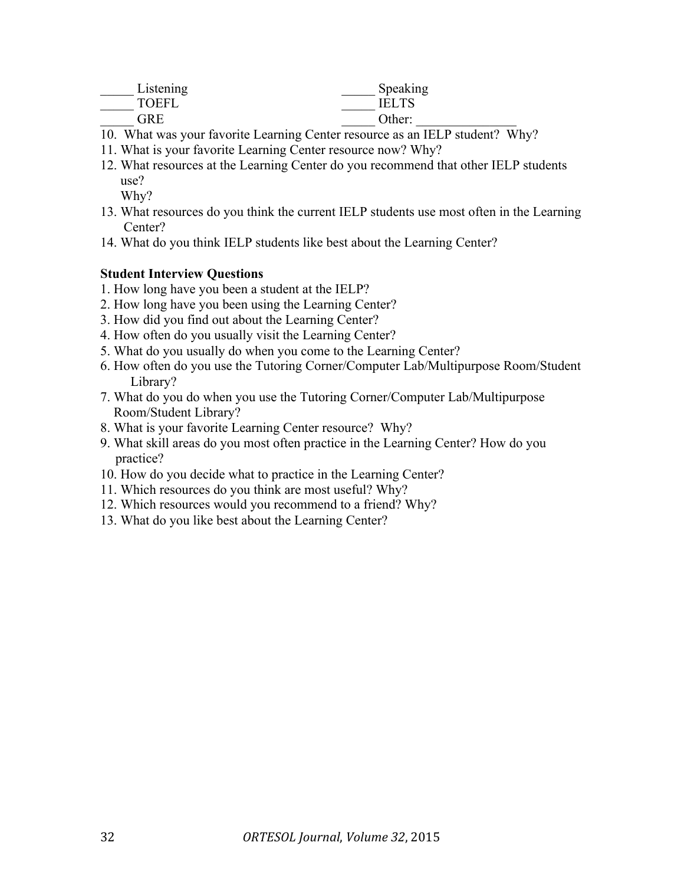_____ Listening _____ Speaking
_____ TOEFL _____ IELTS
_____ GRE _____ Other: _______________

10. What was your favorite Learning Center resource as an IELP student? Why?
11. What is your favorite Learning Center resource now? Why?
12. What resources at the Learning Center do you recommend that other IELP students use?
    Why?
13. What resources do you think the current IELP students use most often in the Learning Center?
14. What do you think IELP students like best about the Learning Center?

**Student Interview Questions**

1. How long have you been a student at the IELP?
2. How long have you been using the Learning Center?
3. How did you find out about the Learning Center?
4. How often do you usually visit the Learning Center?
5. What do you usually do when you come to the Learning Center?
6. How often do you use the Tutoring Corner/Computer Lab/Multipurpose Room/Student Library?
7. What do you do when you use the Tutoring Corner/Computer Lab/Multipurpose Room/Student Library?
8. What is your favorite Learning Center resource? Why?
9. What skill areas do you most often practice in the Learning Center? How do you practice?
10. How do you decide what to practice in the Learning Center?
11. Which resources do you think are most useful? Why?
12. Which resources would you recommend to a friend? Why?
13. What do you like best about the Learning Center?